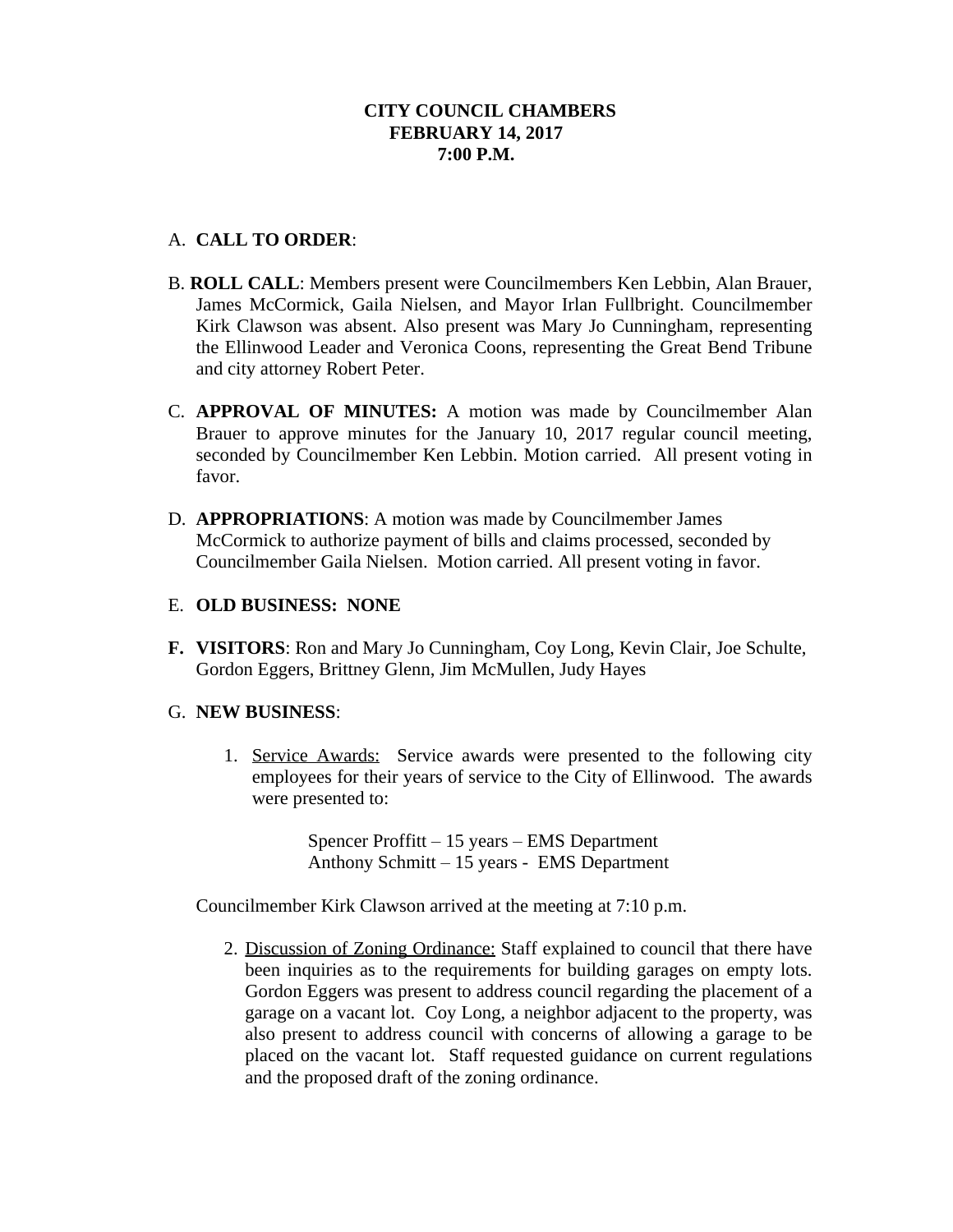**CITY COUNCIL CHAMBERS**
**FEBRUARY 14, 2017**
**7:00 P.M.**

A. **CALL TO ORDER**:

B. **ROLL CALL**: Members present were Councilmembers Ken Lebbin, Alan Brauer, James McCormick, Gaila Nielsen, and Mayor Irlan Fullbright. Councilmember Kirk Clawson was absent. Also present was Mary Jo Cunningham, representing the Ellinwood Leader and Veronica Coons, representing the Great Bend Tribune and city attorney Robert Peter.

C. **APPROVAL OF MINUTES:** A motion was made by Councilmember Alan Brauer to approve minutes for the January 10, 2017 regular council meeting, seconded by Councilmember Ken Lebbin. Motion carried. All present voting in favor.

D. **APPROPRIATIONS**: A motion was made by Councilmember James McCormick to authorize payment of bills and claims processed, seconded by Councilmember Gaila Nielsen. Motion carried. All present voting in favor.

E. **OLD BUSINESS: NONE**

**F. VISITORS**: Ron and Mary Jo Cunningham, Coy Long, Kevin Clair, Joe Schulte, Gordon Eggers, Brittney Glenn, Jim McMullen, Judy Hayes

G. **NEW BUSINESS**:

1. Service Awards: Service awards were presented to the following city employees for their years of service to the City of Ellinwood. The awards were presented to:

   Spencer Proffitt – 15 years – EMS Department
   Anthony Schmitt – 15 years - EMS Department

Councilmember Kirk Clawson arrived at the meeting at 7:10 p.m.

2. Discussion of Zoning Ordinance: Staff explained to council that there have been inquiries as to the requirements for building garages on empty lots. Gordon Eggers was present to address council regarding the placement of a garage on a vacant lot. Coy Long, a neighbor adjacent to the property, was also present to address council with concerns of allowing a garage to be placed on the vacant lot. Staff requested guidance on current regulations and the proposed draft of the zoning ordinance.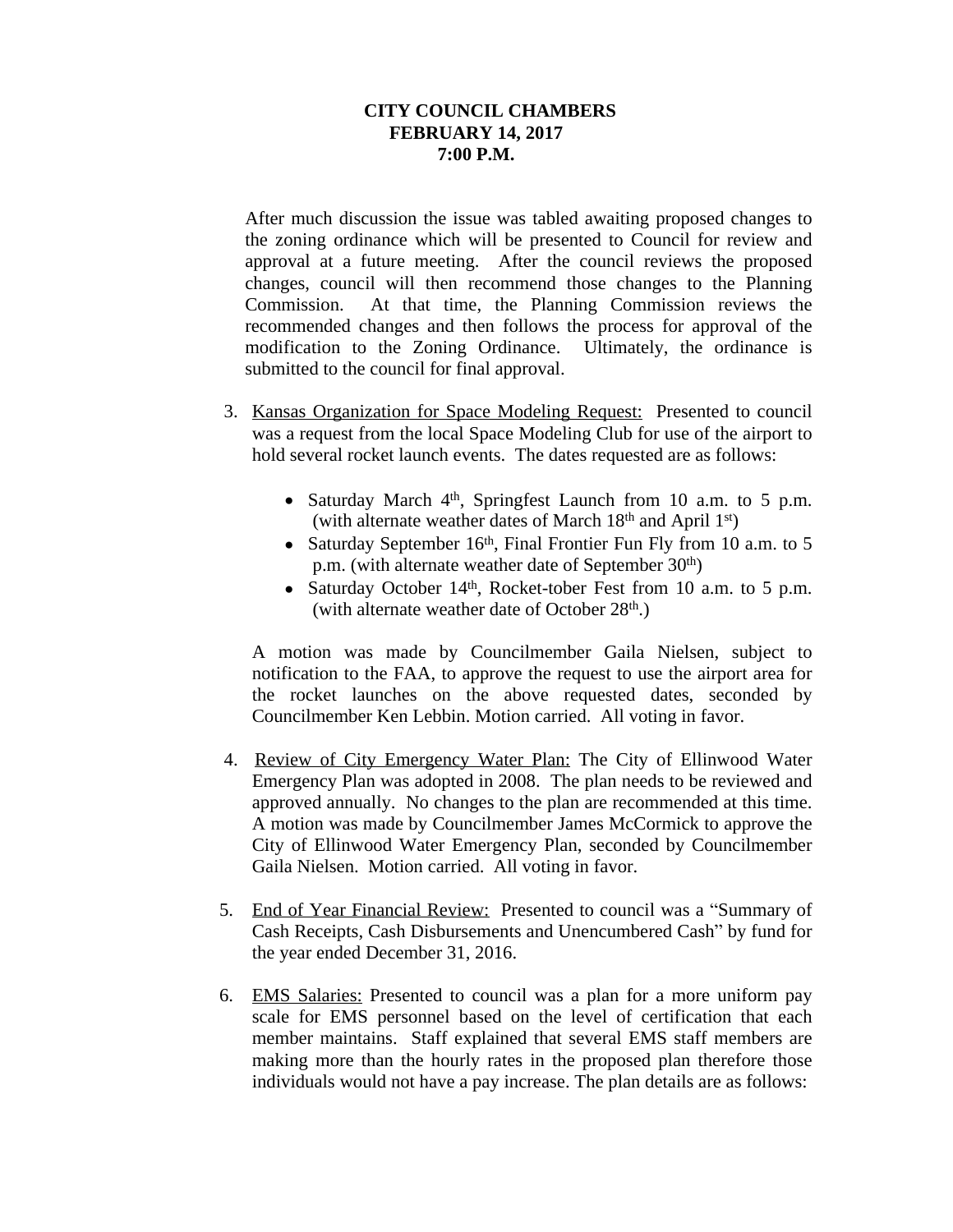**CITY COUNCIL CHAMBERS**
**FEBRUARY 14, 2017**
**7:00 P.M.**

After much discussion the issue was tabled awaiting proposed changes to the zoning ordinance which will be presented to Council for review and approval at a future meeting. After the council reviews the proposed changes, council will then recommend those changes to the Planning Commission. At that time, the Planning Commission reviews the recommended changes and then follows the process for approval of the modification to the Zoning Ordinance. Ultimately, the ordinance is submitted to the council for final approval.

3. Kansas Organization for Space Modeling Request: Presented to council was a request from the local Space Modeling Club for use of the airport to hold several rocket launch events. The dates requested are as follows:

   - Saturday March 4th, Springfest Launch from 10 a.m. to 5 p.m. (with alternate weather dates of March 18th and April 1st)
   - Saturday September 16th, Final Frontier Fun Fly from 10 a.m. to 5 p.m. (with alternate weather date of September 30th)
   - Saturday October 14th, Rocket-tober Fest from 10 a.m. to 5 p.m. (with alternate weather date of October 28th.)

   A motion was made by Councilmember Gaila Nielsen, subject to notification to the FAA, to approve the request to use the airport area for the rocket launches on the above requested dates, seconded by Councilmember Ken Lebbin. Motion carried. All voting in favor.

4. Review of City Emergency Water Plan: The City of Ellinwood Water Emergency Plan was adopted in 2008. The plan needs to be reviewed and approved annually. No changes to the plan are recommended at this time. A motion was made by Councilmember James McCormick to approve the City of Ellinwood Water Emergency Plan, seconded by Councilmember Gaila Nielsen. Motion carried. All voting in favor.

5. End of Year Financial Review: Presented to council was a "Summary of Cash Receipts, Cash Disbursements and Unencumbered Cash" by fund for the year ended December 31, 2016.

6. EMS Salaries: Presented to council was a plan for a more uniform pay scale for EMS personnel based on the level of certification that each member maintains. Staff explained that several EMS staff members are making more than the hourly rates in the proposed plan therefore those individuals would not have a pay increase. The plan details are as follows: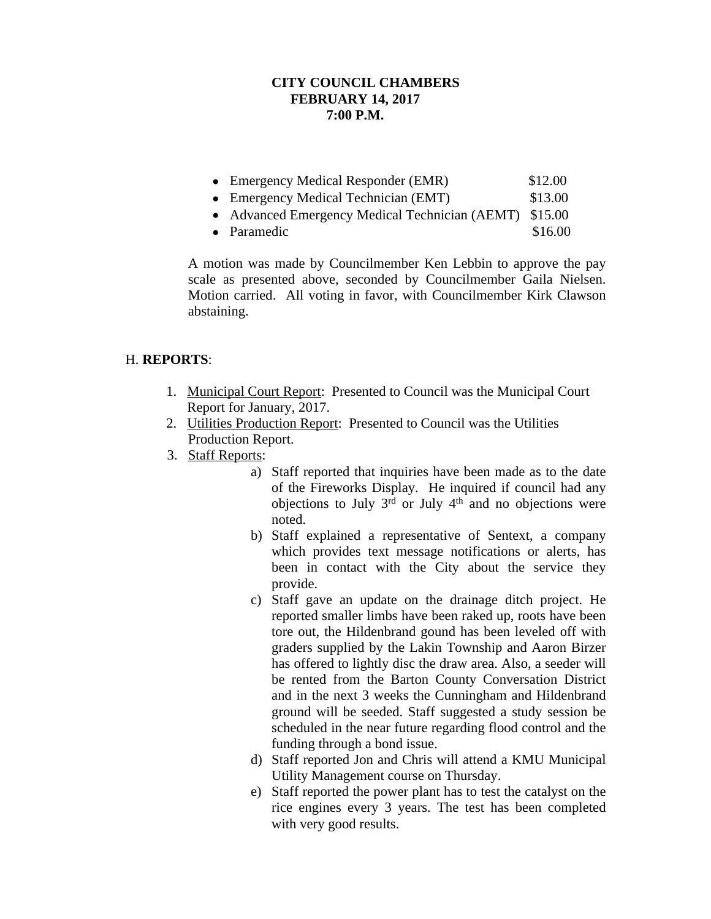**CITY COUNCIL CHAMBERS**
**FEBRUARY 14, 2017**
**7:00 P.M.**

- Emergency Medical Responder (EMR) $12.00
- Emergency Medical Technician (EMT) $13.00
- Advanced Emergency Medical Technician (AEMT) $15.00
- Paramedic $16.00

A motion was made by Councilmember Ken Lebbin to approve the pay scale as presented above, seconded by Councilmember Gaila Nielsen. Motion carried. All voting in favor, with Councilmember Kirk Clawson abstaining.

H. **REPORTS**:

1. Municipal Court Report: Presented to Council was the Municipal Court Report for January, 2017.
2. Utilities Production Report: Presented to Council was the Utilities Production Report.
3. Staff Reports:
   a) Staff reported that inquiries have been made as to the date of the Fireworks Display. He inquired if council had any objections to July 3rd or July 4th and no objections were noted.
   b) Staff explained a representative of Sentext, a company which provides text message notifications or alerts, has been in contact with the City about the service they provide.
   c) Staff gave an update on the drainage ditch project. He reported smaller limbs have been raked up, roots have been tore out, the Hildenbrand gound has been leveled off with graders supplied by the Lakin Township and Aaron Birzer has offered to lightly disc the draw area. Also, a seeder will be rented from the Barton County Conversation District and in the next 3 weeks the Cunningham and Hildenbrand ground will be seeded. Staff suggested a study session be scheduled in the near future regarding flood control and the funding through a bond issue.
   d) Staff reported Jon and Chris will attend a KMU Municipal Utility Management course on Thursday.
   e) Staff reported the power plant has to test the catalyst on the rice engines every 3 years. The test has been completed with very good results.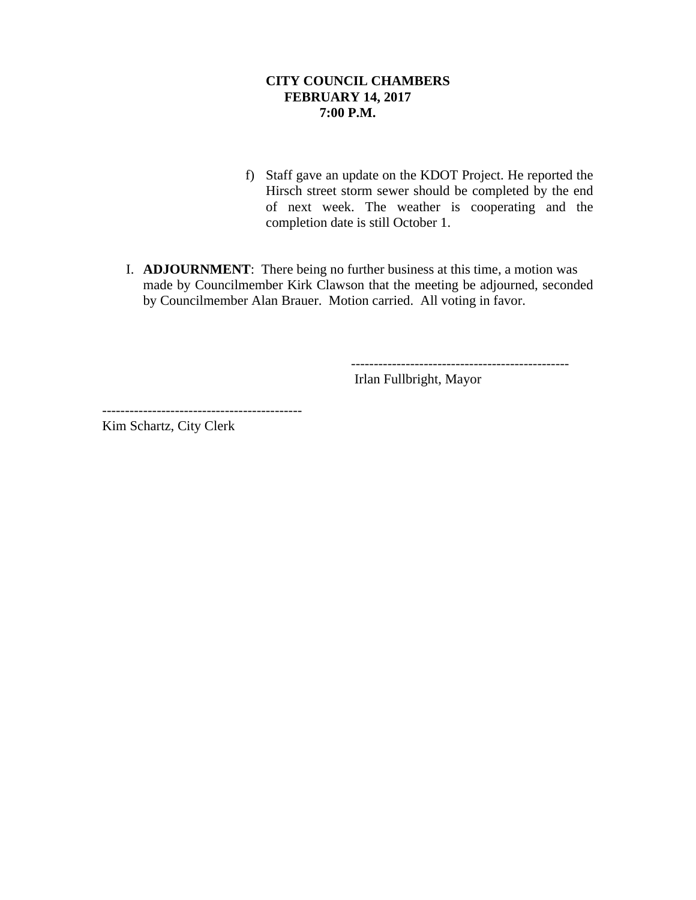**CITY COUNCIL CHAMBERS**
**FEBRUARY 14, 2017**
**7:00 P.M.**

f) Staff gave an update on the KDOT Project. He reported the Hirsch street storm sewer should be completed by the end of next week. The weather is cooperating and the completion date is still October 1.

I. **ADJOURNMENT**: There being no further business at this time, a motion was made by Councilmember Kirk Clawson that the meeting be adjourned, seconded by Councilmember Alan Brauer. Motion carried. All voting in favor.

\-----------------------------------------------

Irlan Fullbright, Mayor

\-------------------------------------------

Kim Schartz, City Clerk